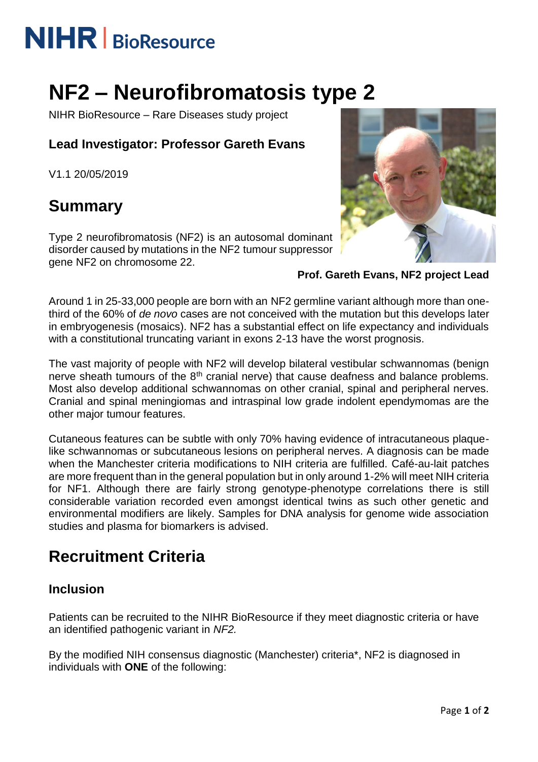# NIHR | BioResource

# NF2 – Neurofibromatosis type 2

NIHR BioResource – Rare Diseases study project

### Lead Investigator: Professor Gareth Evans

V1.1 20/05/2019

## Summary

Type 2 neurofibromatosis (NF2) is an autosomal dominant disorder caused by mutations in the NF2 tumour suppressor gene NF2 on chromosome 22.

**Prof. Gareth Evans, NF2 project Lead**

Around 1 in 25-33,000 people are born with an NF2 germline variant although more than one-third of the 60% of *de novo* cases are not conceived with the mutation but this develops later in embryogenesis (mosaics). NF2 has a substantial effect on life expectancy and individuals with a constitutional truncating variant in exons 2-13 have the worst prognosis.

The vast majority of people with NF2 will develop bilateral vestibular schwannomas (benign nerve sheath tumours of the 8th cranial nerve) that cause deafness and balance problems. Most also develop additional schwannomas on other cranial, spinal and peripheral nerves. Cranial and spinal meningiomas and intraspinal low grade indolent ependymomas are the other major tumour features.

Cutaneous features can be subtle with only 70% having evidence of intracutaneous plaque-like schwannomas or subcutaneous lesions on peripheral nerves. A diagnosis can be made when the Manchester criteria modifications to NIH criteria are fulfilled. Café-au-lait patches are more frequent than in the general population but in only around 1-2% will meet NIH criteria for NF1. Although there are fairly strong genotype-phenotype correlations there is still considerable variation recorded even amongst identical twins as such other genetic and environmental modifiers are likely. Samples for DNA analysis for genome wide association studies and plasma for biomarkers is advised.

## Recruitment Criteria

### Inclusion

Patients can be recruited to the NIHR BioResource if they meet diagnostic criteria or have an identified pathogenic variant in *NF2.*

By the modified NIH consensus diagnostic (Manchester) criteria*, NF2 is diagnosed in individuals with **ONE** of the following: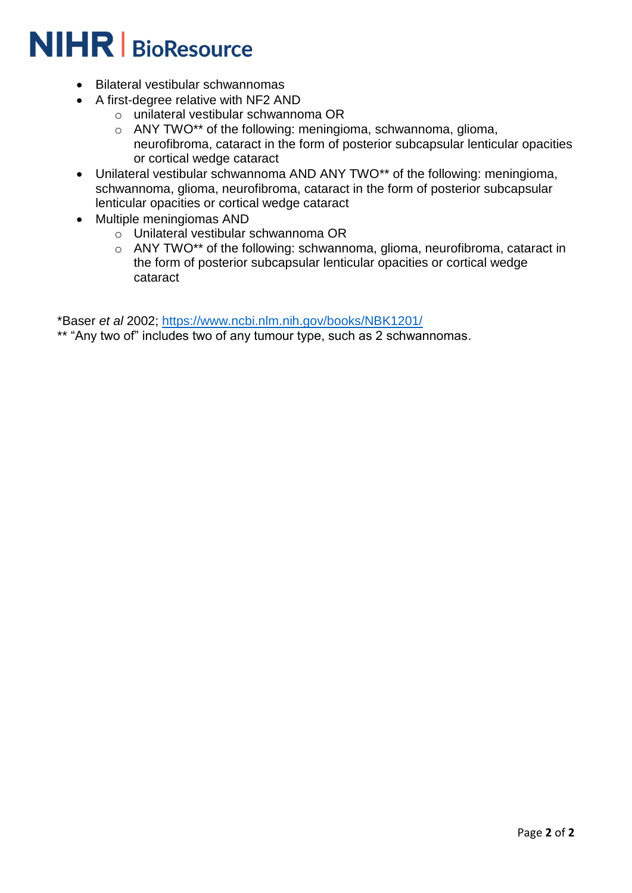- Bilateral vestibular schwannomas
- A first-degree relative with NF2 AND
    - unilateral vestibular schwannoma OR
    - ANY TWO** of the following: meningioma, schwannoma, glioma, neurofibroma, cataract in the form of posterior subcapsular lenticular opacities or cortical wedge cataract
- Unilateral vestibular schwannoma AND ANY TWO** of the following: meningioma, schwannoma, glioma, neurofibroma, cataract in the form of posterior subcapsular lenticular opacities or cortical wedge cataract
- Multiple meningiomas AND
    - Unilateral vestibular schwannoma OR
    - ANY TWO** of the following: schwannoma, glioma, neurofibroma, cataract in the form of posterior subcapsular lenticular opacities or cortical wedge cataract

*Baser *et al* 2002; https://www.ncbi.nlm.nih.gov/books/NBK1201/

** “Any two of” includes two of any tumour type, such as 2 schwannomas.